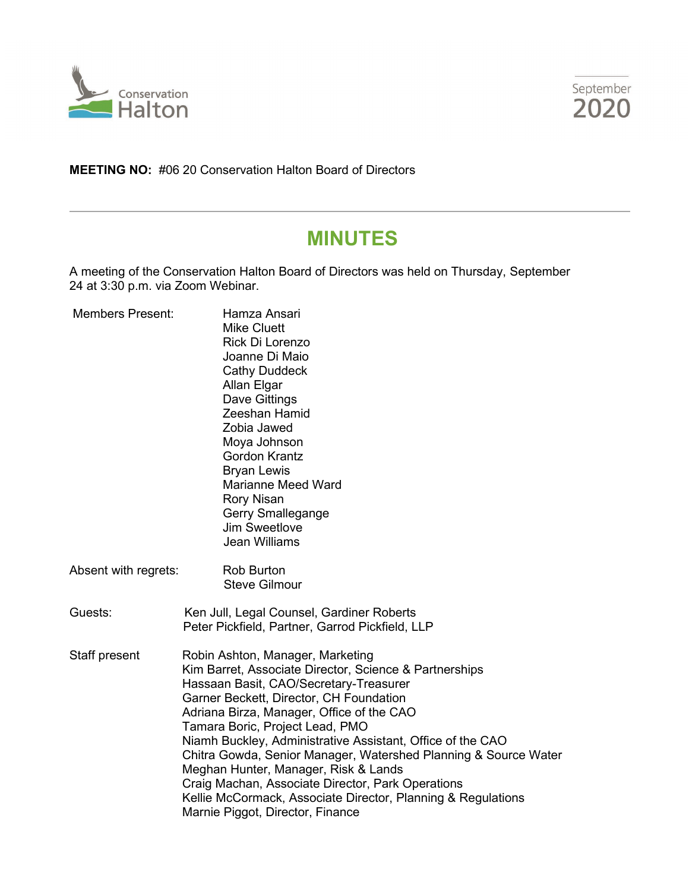Conservation Halton

September 2020

**MEETING NO:** #06 20 Conservation Halton Board of Directors

# MINUTES

A meeting of the Conservation Halton Board of Directors was held on Thursday, September 24 at 3:30 p.m. via Zoom Webinar.

Members Present:
- Hamza Ansari
- Mike Cluett
- Rick Di Lorenzo
- Joanne Di Maio
- Cathy Duddeck
- Allan Elgar
- Dave Gittings
- Zeeshan Hamid
- Zobia Jawed
- Moya Johnson
- Gordon Krantz
- Bryan Lewis
- Marianne Meed Ward
- Rory Nisan
- Gerry Smallegange
- Jim Sweetlove
- Jean Williams

Absent with regrets:
- Rob Burton
- Steve Gilmour

Guests:
- Ken Jull, Legal Counsel, Gardiner Roberts
- Peter Pickfield, Partner, Garrod Pickfield, LLP

Staff present
- Robin Ashton, Manager, Marketing
- Kim Barret, Associate Director, Science & Partnerships
- Hassaan Basit, CAO/Secretary-Treasurer
- Garner Beckett, Director, CH Foundation
- Adriana Birza, Manager, Office of the CAO
- Tamara Boric, Project Lead, PMO
- Niamh Buckley, Administrative Assistant, Office of the CAO
- Chitra Gowda, Senior Manager, Watershed Planning & Source Water
- Meghan Hunter, Manager, Risk & Lands
- Craig Machan, Associate Director, Park Operations
- Kellie McCormack, Associate Director, Planning & Regulations
- Marnie Piggot, Director, Finance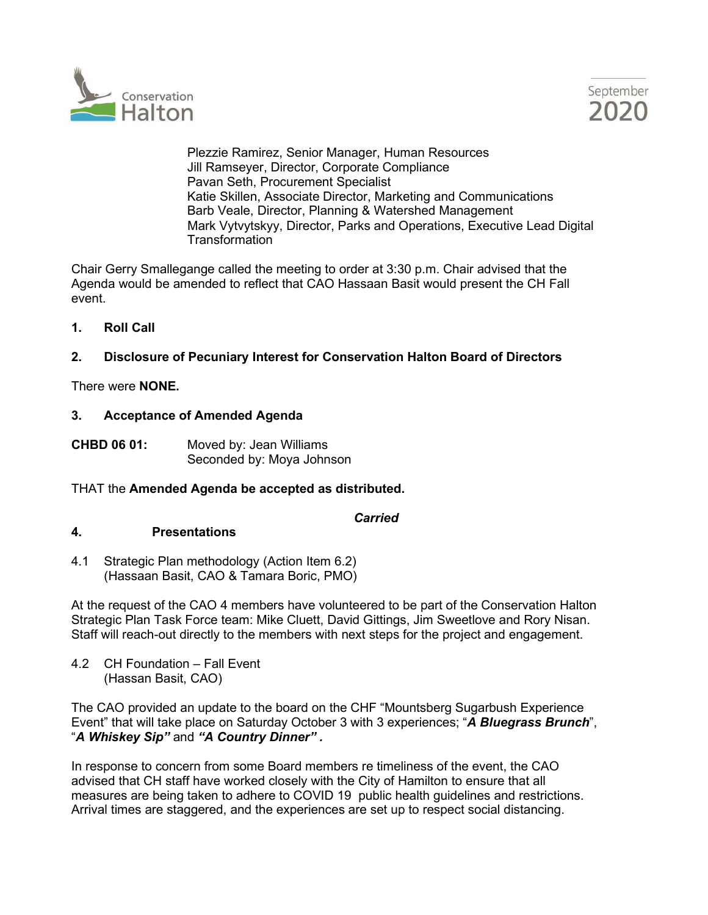Plezzie Ramirez, Senior Manager, Human Resources
Jill Ramseyer, Director, Corporate Compliance
Pavan Seth, Procurement Specialist
Katie Skillen, Associate Director, Marketing and Communications
Barb Veale, Director, Planning & Watershed Management
Mark Vytvytskyy, Director, Parks and Operations, Executive Lead Digital Transformation

Chair Gerry Smallegange called the meeting to order at 3:30 p.m. Chair advised that the Agenda would be amended to reflect that CAO Hassaan Basit would present the CH Fall event.

**1. Roll Call**

**2. Disclosure of Pecuniary Interest for Conservation Halton Board of Directors**

There were **NONE.**

**3. Acceptance of Amended Agenda**

**CHBD 06 01:** Moved by: Jean Williams
Seconded by: Moya Johnson

THAT the **Amended Agenda be accepted as distributed.**

***Carried***

**4. Presentations**

4.1 Strategic Plan methodology (Action Item 6.2)
(Hassaan Basit, CAO & Tamara Boric, PMO)

At the request of the CAO 4 members have volunteered to be part of the Conservation Halton Strategic Plan Task Force team: Mike Cluett, David Gittings, Jim Sweetlove and Rory Nisan. Staff will reach-out directly to the members with next steps for the project and engagement.

4.2 CH Foundation – Fall Event
(Hassan Basit, CAO)

The CAO provided an update to the board on the CHF "Mountsberg Sugarbush Experience Event" that will take place on Saturday October 3 with 3 experiences; "***A Bluegrass Brunch***", "***A Whiskey Sip"*** and ***"A Country Dinner" .***

In response to concern from some Board members re timeliness of the event, the CAO advised that CH staff have worked closely with the City of Hamilton to ensure that all measures are being taken to adhere to COVID 19 public health guidelines and restrictions. Arrival times are staggered, and the experiences are set up to respect social distancing.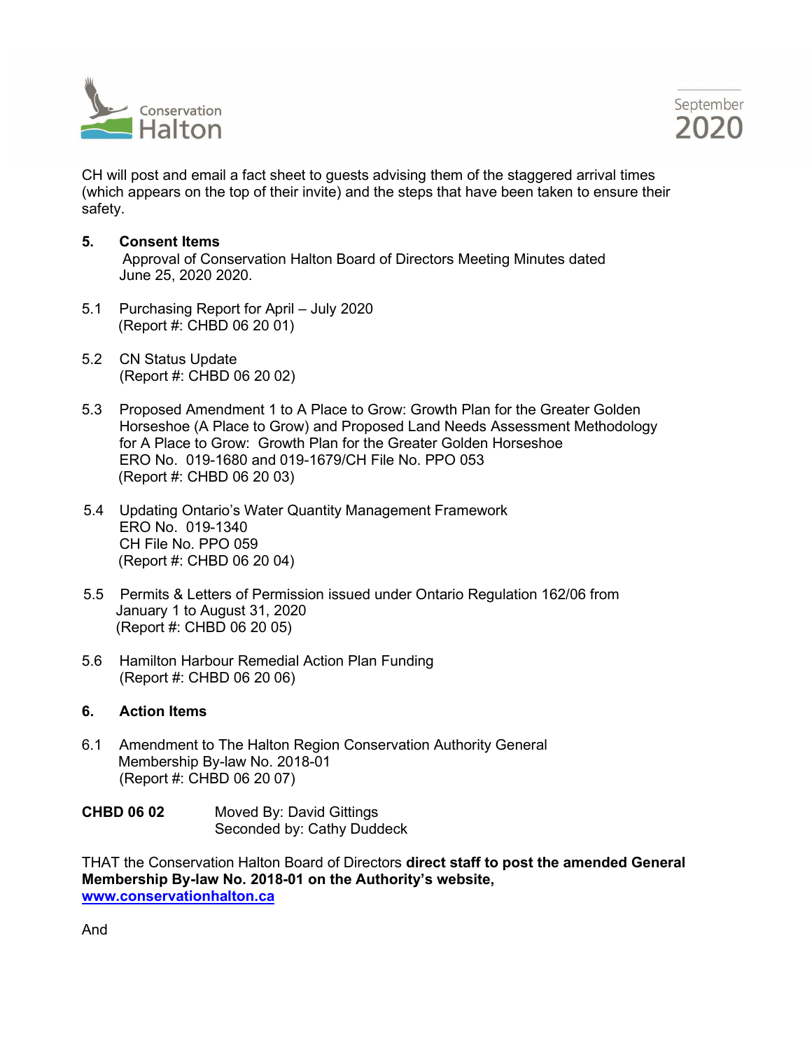CH will post and email a fact sheet to guests advising them of the staggered arrival times (which appears on the top of their invite) and the steps that have been taken to ensure their safety.

## 5. Consent Items

Approval of Conservation Halton Board of Directors Meeting Minutes dated June 25, 2020 2020.

5.1 Purchasing Report for April – July 2020
(Report #: CHBD 06 20 01)

5.2 CN Status Update
(Report #: CHBD 06 20 02)

5.3 Proposed Amendment 1 to A Place to Grow: Growth Plan for the Greater Golden Horseshoe (A Place to Grow) and Proposed Land Needs Assessment Methodology for A Place to Grow: Growth Plan for the Greater Golden Horseshoe
ERO No. 019-1680 and 019-1679/CH File No. PPO 053
(Report #: CHBD 06 20 03)

5.4 Updating Ontario's Water Quantity Management Framework
ERO No. 019-1340
CH File No. PPO 059
(Report #: CHBD 06 20 04)

5.5 Permits & Letters of Permission issued under Ontario Regulation 162/06 from January 1 to August 31, 2020
(Report #: CHBD 06 20 05)

5.6 Hamilton Harbour Remedial Action Plan Funding
(Report #: CHBD 06 20 06)

## 6. Action Items

6.1 Amendment to The Halton Region Conservation Authority General Membership By-law No. 2018-01
(Report #: CHBD 06 20 07)

**CHBD 06 02** Moved By: David Gittings
Seconded by: Cathy Duddeck

THAT the Conservation Halton Board of Directors **direct staff to post the amended General Membership By-law No. 2018-01 on the Authority's website, www.conservationhalton.ca**

And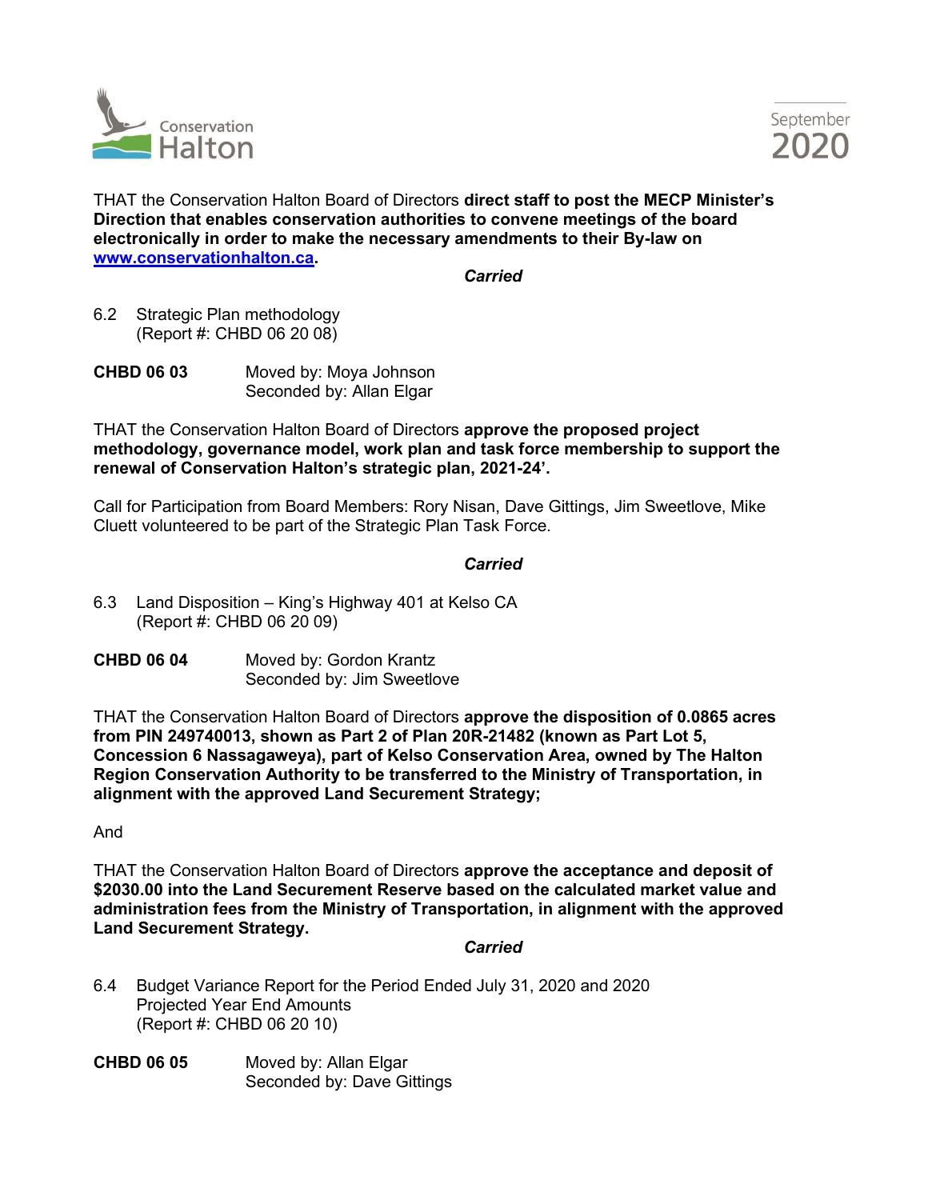THAT the Conservation Halton Board of Directors **direct staff to post the MECP Minister's Direction that enables conservation authorities to convene meetings of the board electronically in order to make the necessary amendments to their By-law on [www.conservationhalton.ca](http://www.conservationhalton.ca).**

***Carried***

6.2 Strategic Plan methodology
(Report #: CHBD 06 20 08)

**CHBD 06 03** Moved by: Moya Johnson
Seconded by: Allan Elgar

THAT the Conservation Halton Board of Directors **approve the proposed project methodology, governance model, work plan and task force membership to support the renewal of Conservation Halton's strategic plan, 2021-24'.**

Call for Participation from Board Members: Rory Nisan, Dave Gittings, Jim Sweetlove, Mike Cluett volunteered to be part of the Strategic Plan Task Force.

***Carried***

6.3 Land Disposition – King's Highway 401 at Kelso CA
(Report #: CHBD 06 20 09)

**CHBD 06 04** Moved by: Gordon Krantz
Seconded by: Jim Sweetlove

THAT the Conservation Halton Board of Directors **approve the disposition of 0.0865 acres from PIN 249740013, shown as Part 2 of Plan 20R-21482 (known as Part Lot 5, Concession 6 Nassagaweya), part of Kelso Conservation Area, owned by The Halton Region Conservation Authority to be transferred to the Ministry of Transportation, in alignment with the approved Land Securement Strategy;**

And

THAT the Conservation Halton Board of Directors **approve the acceptance and deposit of $2030.00 into the Land Securement Reserve based on the calculated market value and administration fees from the Ministry of Transportation, in alignment with the approved Land Securement Strategy.**

***Carried***

6.4 Budget Variance Report for the Period Ended July 31, 2020 and 2020 Projected Year End Amounts
(Report #: CHBD 06 20 10)

**CHBD 06 05** Moved by: Allan Elgar
Seconded by: Dave Gittings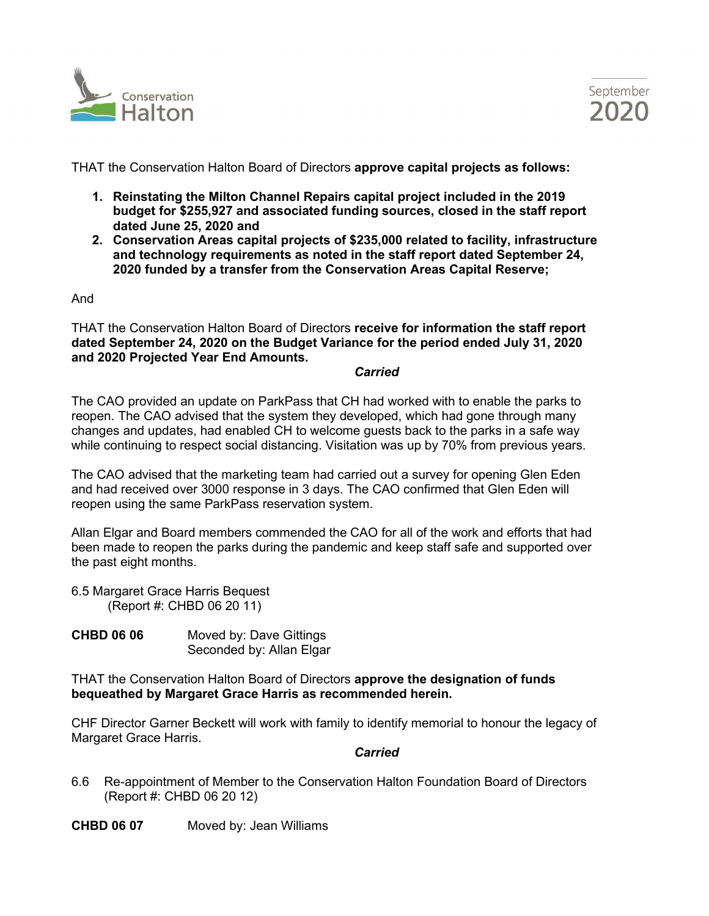THAT the Conservation Halton Board of Directors **approve capital projects as follows:**

1. **Reinstating the Milton Channel Repairs capital project included in the 2019 budget for $255,927 and associated funding sources, closed in the staff report dated June 25, 2020 and**
2. **Conservation Areas capital projects of $235,000 related to facility, infrastructure and technology requirements as noted in the staff report dated September 24, 2020 funded by a transfer from the Conservation Areas Capital Reserve;**

And

THAT the Conservation Halton Board of Directors **receive for information the staff report dated September 24, 2020 on the Budget Variance for the period ended July 31, 2020 and 2020 Projected Year End Amounts.**

***Carried***

The CAO provided an update on ParkPass that CH had worked with to enable the parks to reopen. The CAO advised that the system they developed, which had gone through many changes and updates, had enabled CH to welcome guests back to the parks in a safe way while continuing to respect social distancing. Visitation was up by 70% from previous years.

The CAO advised that the marketing team had carried out a survey for opening Glen Eden and had received over 3000 response in 3 days. The CAO confirmed that Glen Eden will reopen using the same ParkPass reservation system.

Allan Elgar and Board members commended the CAO for all of the work and efforts that had been made to reopen the parks during the pandemic and keep staff safe and supported over the past eight months.

6.5 Margaret Grace Harris Bequest
(Report #: CHBD 06 20 11)

**CHBD 06 06** Moved by: Dave Gittings
Seconded by: Allan Elgar

THAT the Conservation Halton Board of Directors **approve the designation of funds bequeathed by Margaret Grace Harris as recommended herein.**

CHF Director Garner Beckett will work with family to identify memorial to honour the legacy of Margaret Grace Harris.

***Carried***

6.6 Re-appointment of Member to the Conservation Halton Foundation Board of Directors
(Report #: CHBD 06 20 12)

**CHBD 06 07** Moved by: Jean Williams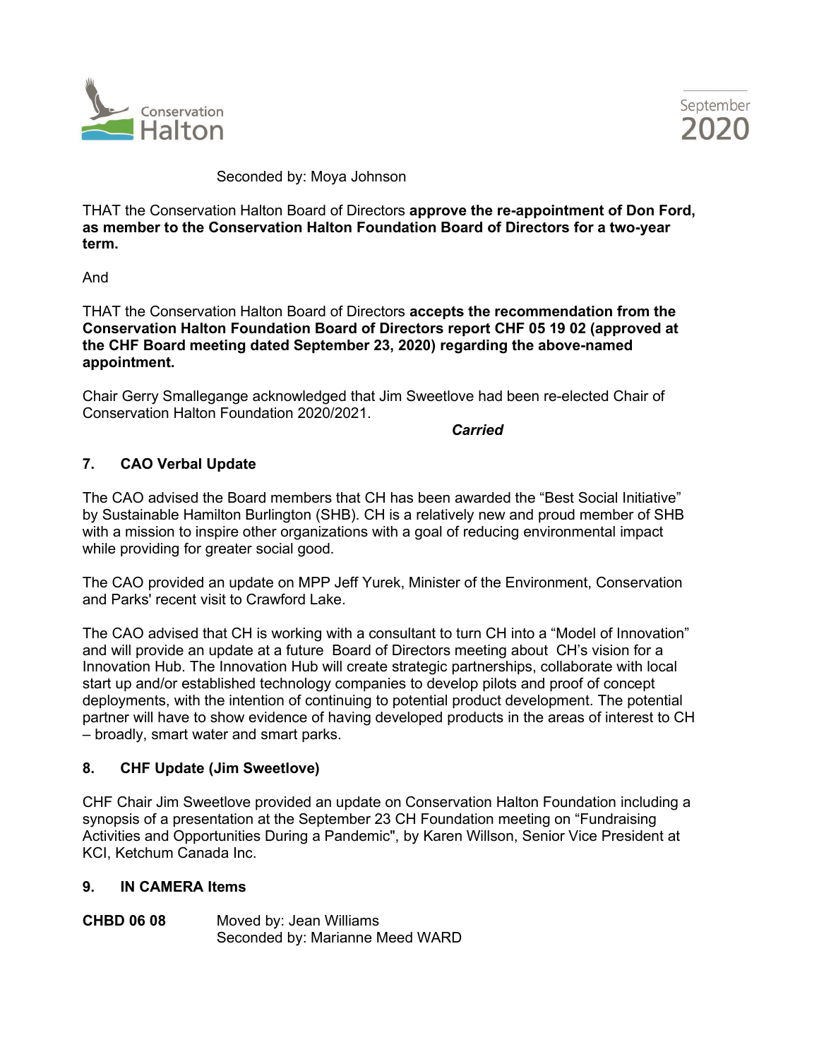Seconded by: Moya Johnson

THAT the Conservation Halton Board of Directors **approve the re-appointment of Don Ford, as member to the Conservation Halton Foundation Board of Directors for a two-year term.**

And

THAT the Conservation Halton Board of Directors **accepts the recommendation from the Conservation Halton Foundation Board of Directors report CHF 05 19 02 (approved at the CHF Board meeting dated September 23, 2020) regarding the above-named appointment.**

Chair Gerry Smallegange acknowledged that Jim Sweetlove had been re-elected Chair of Conservation Halton Foundation 2020/2021.

***Carried***

## 7. CAO Verbal Update

The CAO advised the Board members that CH has been awarded the "Best Social Initiative" by Sustainable Hamilton Burlington (SHB). CH is a relatively new and proud member of SHB with a mission to inspire other organizations with a goal of reducing environmental impact while providing for greater social good.

The CAO provided an update on MPP Jeff Yurek, Minister of the Environment, Conservation and Parks' recent visit to Crawford Lake.

The CAO advised that CH is working with a consultant to turn CH into a "Model of Innovation" and will provide an update at a future Board of Directors meeting about CH's vision for a Innovation Hub. The Innovation Hub will create strategic partnerships, collaborate with local start up and/or established technology companies to develop pilots and proof of concept deployments, with the intention of continuing to potential product development. The potential partner will have to show evidence of having developed products in the areas of interest to CH – broadly, smart water and smart parks.

## 8. CHF Update (Jim Sweetlove)

CHF Chair Jim Sweetlove provided an update on Conservation Halton Foundation including a synopsis of a presentation at the September 23 CH Foundation meeting on "Fundraising Activities and Opportunities During a Pandemic", by Karen Willson, Senior Vice President at KCI, Ketchum Canada Inc.

## 9. IN CAMERA Items

**CHBD 06 08** Moved by: Jean Williams
Seconded by: Marianne Meed WARD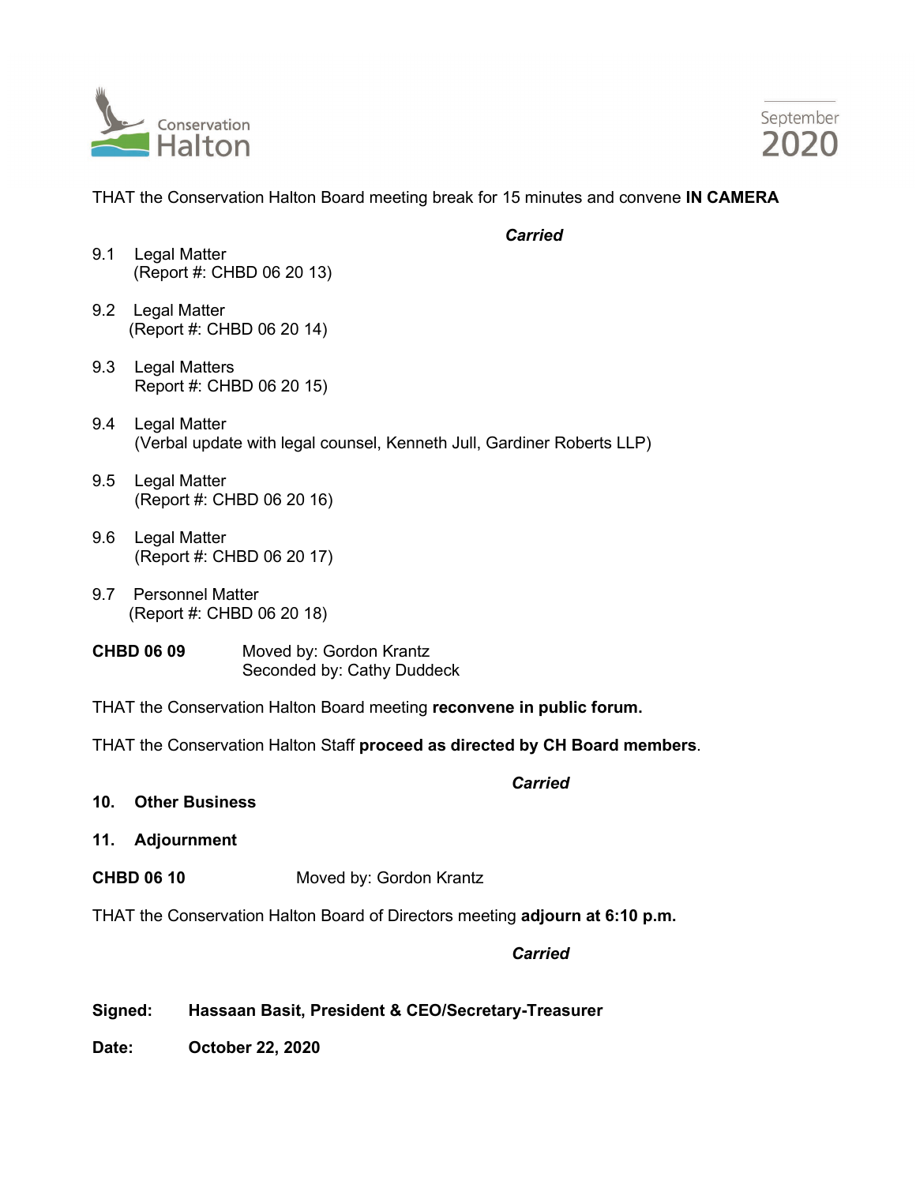THAT the Conservation Halton Board meeting break for 15 minutes and convene **IN CAMERA**

***Carried***

9.1 Legal Matter
(Report #: CHBD 06 20 13)

9.2 Legal Matter
(Report #: CHBD 06 20 14)

9.3 Legal Matters
Report #: CHBD 06 20 15)

9.4 Legal Matter
(Verbal update with legal counsel, Kenneth Jull, Gardiner Roberts LLP)

9.5 Legal Matter
(Report #: CHBD 06 20 16)

9.6 Legal Matter
(Report #: CHBD 06 20 17)

9.7 Personnel Matter
(Report #: CHBD 06 20 18)

**CHBD 06 09** Moved by: Gordon Krantz
Seconded by: Cathy Duddeck

THAT the Conservation Halton Board meeting **reconvene in public forum.**

THAT the Conservation Halton Staff **proceed as directed by CH Board members**.

***Carried***

**10. Other Business**

**11. Adjournment**

**CHBD 06 10** Moved by: Gordon Krantz

THAT the Conservation Halton Board of Directors meeting **adjourn at 6:10 p.m.**

***Carried***

**Signed: Hassaan Basit, President & CEO/Secretary-Treasurer**

**Date: October 22, 2020**